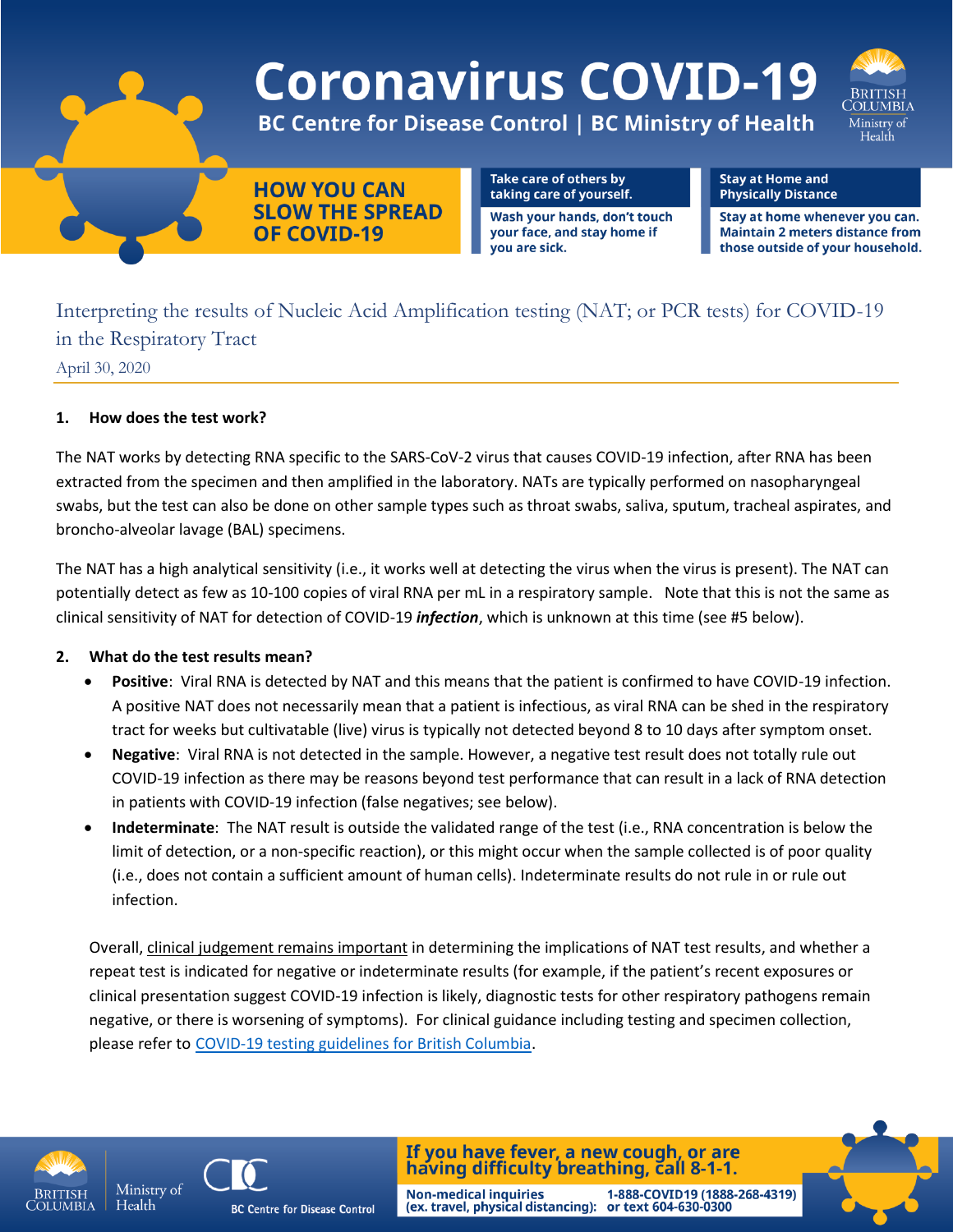# Coronavirus COVID-19

**BC Centre for Disease Control | BC Ministry of Health**

**HOW YOU CAN SLOW THE SPREAD OF COVID-19**

**Take care of others by taking care of yourself.**
Wash your hands, don't touch your face, and stay home if you are sick.

**Stay at Home and Physically Distance**
Stay at home whenever you can. Maintain 2 meters distance from those outside of your household.

## Interpreting the results of Nucleic Acid Amplification testing (NAT; or PCR tests) for COVID-19 in the Respiratory Tract

April 30, 2020

### 1. How does the test work?

The NAT works by detecting RNA specific to the SARS-CoV-2 virus that causes COVID-19 infection, after RNA has been extracted from the specimen and then amplified in the laboratory. NATs are typically performed on nasopharyngeal swabs, but the test can also be done on other sample types such as throat swabs, saliva, sputum, tracheal aspirates, and broncho-alveolar lavage (BAL) specimens.

The NAT has a high analytical sensitivity (i.e., it works well at detecting the virus when the virus is present). The NAT can potentially detect as few as 10-100 copies of viral RNA per mL in a respiratory sample. Note that this is not the same as clinical sensitivity of NAT for detection of COVID-19 ***infection***, which is unknown at this time (see #5 below).

### 2. What do the test results mean?

- **Positive**: Viral RNA is detected by NAT and this means that the patient is confirmed to have COVID-19 infection. A positive NAT does not necessarily mean that a patient is infectious, as viral RNA can be shed in the respiratory tract for weeks but cultivatable (live) virus is typically not detected beyond 8 to 10 days after symptom onset.
- **Negative**: Viral RNA is not detected in the sample. However, a negative test result does not totally rule out COVID-19 infection as there may be reasons beyond test performance that can result in a lack of RNA detection in patients with COVID-19 infection (false negatives; see below).
- **Indeterminate**: The NAT result is outside the validated range of the test (i.e., RNA concentration is below the limit of detection, or a non-specific reaction), or this might occur when the sample collected is of poor quality (i.e., does not contain a sufficient amount of human cells). Indeterminate results do not rule in or rule out infection.

Overall, clinical judgement remains important in determining the implications of NAT test results, and whether a repeat test is indicated for negative or indeterminate results (for example, if the patient's recent exposures or clinical presentation suggest COVID-19 infection is likely, diagnostic tests for other respiratory pathogens remain negative, or there is worsening of symptoms). For clinical guidance including testing and specimen collection, please refer to COVID-19 testing guidelines for British Columbia.

**If you have fever, a new cough, or are having difficulty breathing, call 8-1-1.**

Non-medical inquiries (ex. travel, physical distancing): 1-888-COVID19 (1888-268-4319) or text 604-630-0300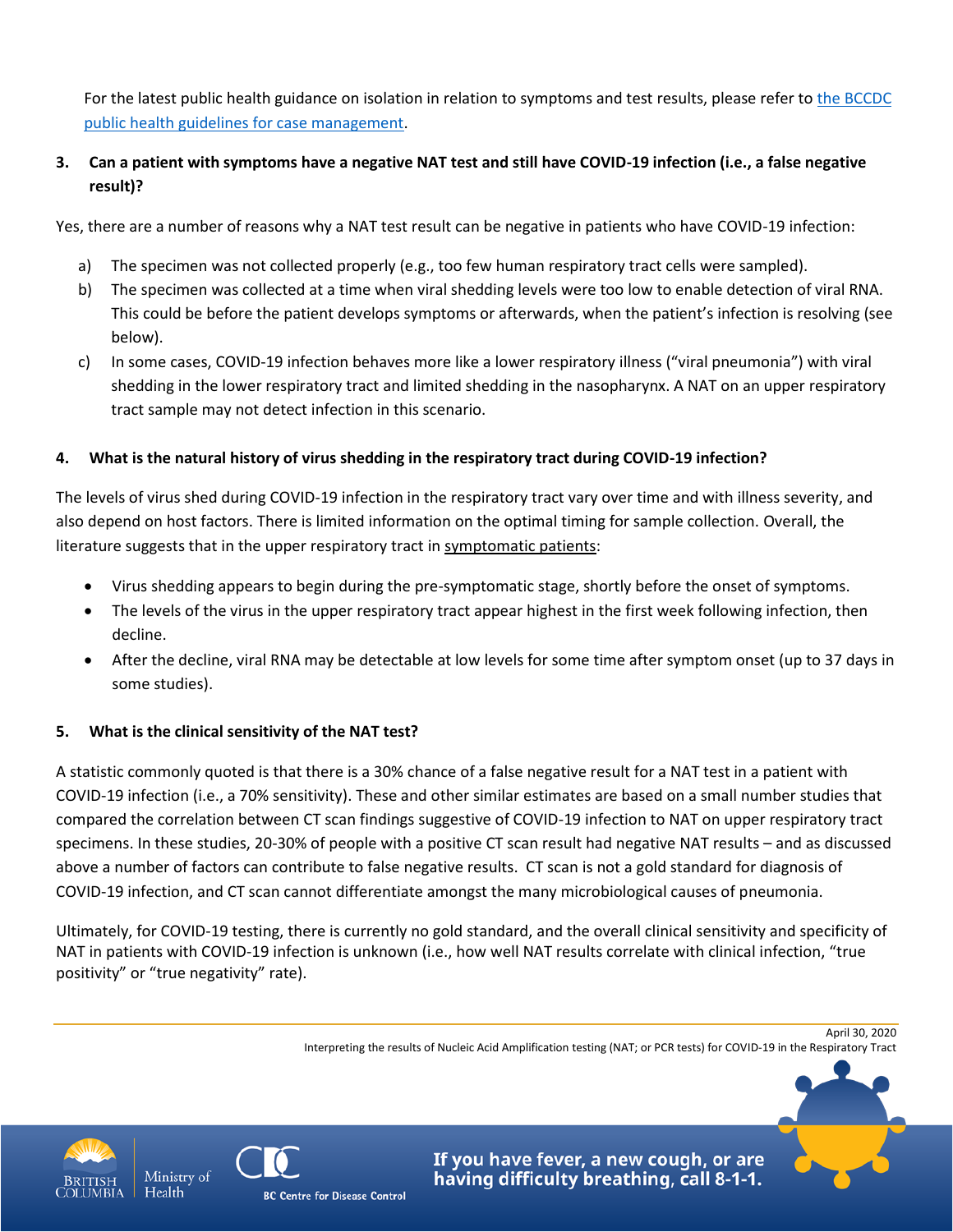For the latest public health guidance on isolation in relation to symptoms and test results, please refer to [the BCCDC public health guidelines for case management](#).

**3. Can a patient with symptoms have a negative NAT test and still have COVID-19 infection (i.e., a false negative result)?**

Yes, there are a number of reasons why a NAT test result can be negative in patients who have COVID-19 infection:

a) The specimen was not collected properly (e.g., too few human respiratory tract cells were sampled).
b) The specimen was collected at a time when viral shedding levels were too low to enable detection of viral RNA. This could be before the patient develops symptoms or afterwards, when the patient's infection is resolving (see below).
c) In some cases, COVID-19 infection behaves more like a lower respiratory illness ("viral pneumonia") with viral shedding in the lower respiratory tract and limited shedding in the nasopharynx. A NAT on an upper respiratory tract sample may not detect infection in this scenario.

**4. What is the natural history of virus shedding in the respiratory tract during COVID-19 infection?**

The levels of virus shed during COVID-19 infection in the respiratory tract vary over time and with illness severity, and also depend on host factors. There is limited information on the optimal timing for sample collection. Overall, the literature suggests that in the upper respiratory tract in symptomatic patients:

- Virus shedding appears to begin during the pre-symptomatic stage, shortly before the onset of symptoms.
- The levels of the virus in the upper respiratory tract appear highest in the first week following infection, then decline.
- After the decline, viral RNA may be detectable at low levels for some time after symptom onset (up to 37 days in some studies).

**5. What is the clinical sensitivity of the NAT test?**

A statistic commonly quoted is that there is a 30% chance of a false negative result for a NAT test in a patient with COVID-19 infection (i.e., a 70% sensitivity). These and other similar estimates are based on a small number studies that compared the correlation between CT scan findings suggestive of COVID-19 infection to NAT on upper respiratory tract specimens. In these studies, 20-30% of people with a positive CT scan result had negative NAT results – and as discussed above a number of factors can contribute to false negative results. CT scan is not a gold standard for diagnosis of COVID-19 infection, and CT scan cannot differentiate amongst the many microbiological causes of pneumonia.

Ultimately, for COVID-19 testing, there is currently no gold standard, and the overall clinical sensitivity and specificity of NAT in patients with COVID-19 infection is unknown (i.e., how well NAT results correlate with clinical infection, "true positivity" or "true negativity" rate).

If you have fever, a new cough, or are having difficulty breathing, call 8-1-1.